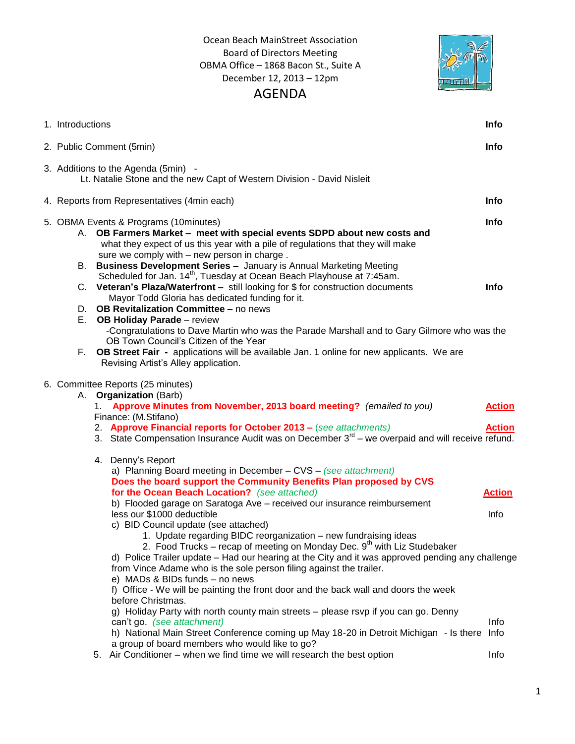Ocean Beach MainStreet Association
Board of Directors Meeting
OBMA Office – 1868 Bacon St., Suite A
December 12, 2013 – 12pm

# AGENDA

1. Introductions **Info**

2. Public Comment (5min) **Info**

3. Additions to the Agenda (5min) -
   Lt. Natalie Stone and the new Capt of Western Division - David Nisleit

4. Reports from Representatives (4min each) **Info**

5. OBMA Events & Programs (10minutes) **Info**
   - A. **OB Farmers Market – meet with special events SDPD about new costs and** what they expect of us this year with a pile of regulations that they will make sure we comply with – new person in charge .
   - B. **Business Development Series –** January is Annual Marketing Meeting Scheduled for Jan. 14th, Tuesday at Ocean Beach Playhouse at 7:45am.
   - C. **Veteran's Plaza/Waterfront –** still looking for $ for construction documents Mayor Todd Gloria has dedicated funding for it. **Info**
   - D. **OB Revitalization Committee –** no news
   - E. **OB Holiday Parade** – review
     -Congratulations to Dave Martin who was the Parade Marshall and to Gary Gilmore who was the OB Town Council's Citizen of the Year
   - F. **OB Street Fair -** applications will be available Jan. 1 online for new applicants. We are Revising Artist's Alley application.

6. Committee Reports (25 minutes)
   - A. **Organization** (Barb)
     1. **Approve Minutes from November, 2013 board meeting?** *(emailed to you)* **Action**

     Finance: (M.Stifano)

     2. **Approve Financial reports for October 2013 –** *(see attachments)* **Action**
     3. State Compensation Insurance Audit was on December 3rd – we overpaid and will receive refund.
     4. Denny's Report
        - a) Planning Board meeting in December – CVS – *(see attachment)*
          **Does the board support the Community Benefits Plan proposed by CVS for the Ocean Beach Location?** *(see attached)* **Action**
        - b) Flooded garage on Saratoga Ave – received our insurance reimbursement less our $1000 deductible Info
        - c) BID Council update (see attached)
          1. Update regarding BIDC reorganization – new fundraising ideas
          2. Food Trucks – recap of meeting on Monday Dec. 9th with Liz Studebaker
        - d) Police Trailer update – Had our hearing at the City and it was approved pending any challenge from Vince Adame who is the sole person filing against the trailer.
        - e) MADs & BIDs funds – no news
        - f) Office - We will be painting the front door and the back wall and doors the week before Christmas.
        - g) Holiday Party with north county main streets – please rsvp if you can go. Denny can't go. *(see attachment)* Info
        - h) National Main Street Conference coming up May 18-20 in Detroit Michigan - Is there a group of board members who would like to go? Info
     5. Air Conditioner – when we find time we will research the best option Info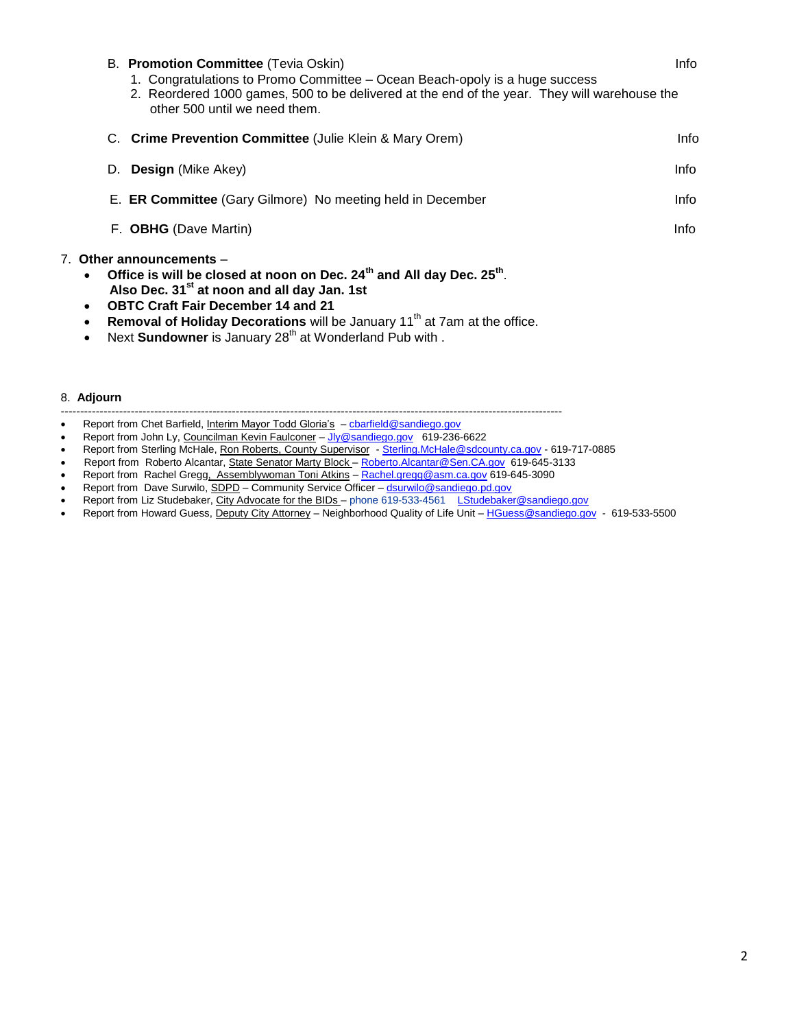B. **Promotion Committee** (Tevia Oskin) Info

1. Congratulations to Promo Committee – Ocean Beach-opoly is a huge success
2. Reordered 1000 games, 500 to be delivered at the end of the year. They will warehouse the other 500 until we need them.

C. **Crime Prevention Committee** (Julie Klein & Mary Orem) Info

D. **Design** (Mike Akey) Info

E. **ER Committee** (Gary Gilmore) No meeting held in December Info

F. **OBHG** (Dave Martin) Info

7. **Other announcements** –
   - **Office is will be closed at noon on Dec. 24th and All day Dec. 25th**. **Also Dec. 31st at noon and all day Jan. 1st**
   - **OBTC Craft Fair December 14 and 21**
   - **Removal of Holiday Decorations** will be January 11th at 7am at the office.
   - Next **Sundowner** is January 28th at Wonderland Pub with .

8. **Adjourn**

---

- Report from Chet Barfield, Interim Mayor Todd Gloria's – cbarfield@sandiego.gov
- Report from John Ly, Councilman Kevin Faulconer – Jly@sandiego.gov 619-236-6622
- Report from Sterling McHale, Ron Roberts, County Supervisor - Sterling.McHale@sdcounty.ca.gov - 619-717-0885
- Report from Roberto Alcantar, State Senator Marty Block – Roberto.Alcantar@Sen.CA.gov 619-645-3133
- Report from Rachel Gregg, Assemblywoman Toni Atkins – Rachel.gregg@asm.ca.gov 619-645-3090
- Report from Dave Surwilo, SDPD – Community Service Officer – dsurwilo@sandiego.pd.gov
- Report from Liz Studebaker, City Advocate for the BIDs – phone 619-533-4561 LStudebaker@sandiego.gov
- Report from Howard Guess, Deputy City Attorney – Neighborhood Quality of Life Unit – HGuess@sandiego.gov - 619-533-5500